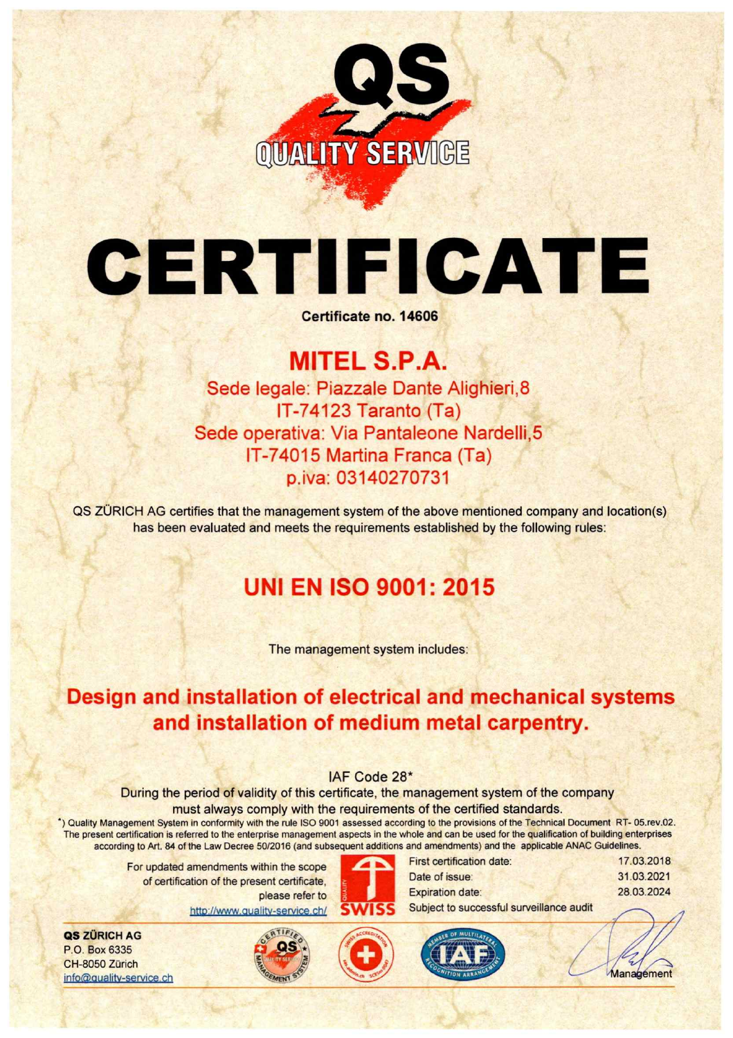QS

QUALITY SERVICE

# CERTIFICATE

**Certificate no. 14606**

## MITEL S.P.A.

Sede legale: Piazzale Dante Alighieri,8
IT-74123 Taranto (Ta)
Sede operativa: Via Pantaleone Nardelli,5
IT-74015 Martina Franca (Ta)
p.iva: 03140270731

QS ZÜRICH AG certifies that the management system of the above mentioned company and location(s) has been evaluated and meets the requirements established by the following rules:

## UNI EN ISO 9001: 2015

The management system includes:

## Design and installation of electrical and mechanical systems and installation of medium metal carpentry.

IAF Code 28*

During the period of validity of this certificate, the management system of the company must always comply with the requirements of the certified standards.

*) Quality Management System in conformity with the rule ISO 9001 assessed according to the provisions of the Technical Document RT- 05.rev.02. The present certification is referred to the enterprise management aspects in the whole and can be used for the qualification of building enterprises according to Art. 84 of the Law Decree 50/2016 (and subsequent additions and amendments) and the applicable ANAC Guidelines.

For updated amendments within the scope of certification of the present certificate, please refer to http://www.quality-service.ch/

SWISS

| | |
|---|---|
| First certification date: | 17.03.2018 |
| Date of issue: | 31.03.2021 |
| Expiration date: | 28.03.2024 |

Subject to successful surveillance audit

**QS ZÜRICH AG**
P.O. Box 6335
CH-8050 Zürich
info@quality-service.ch

Management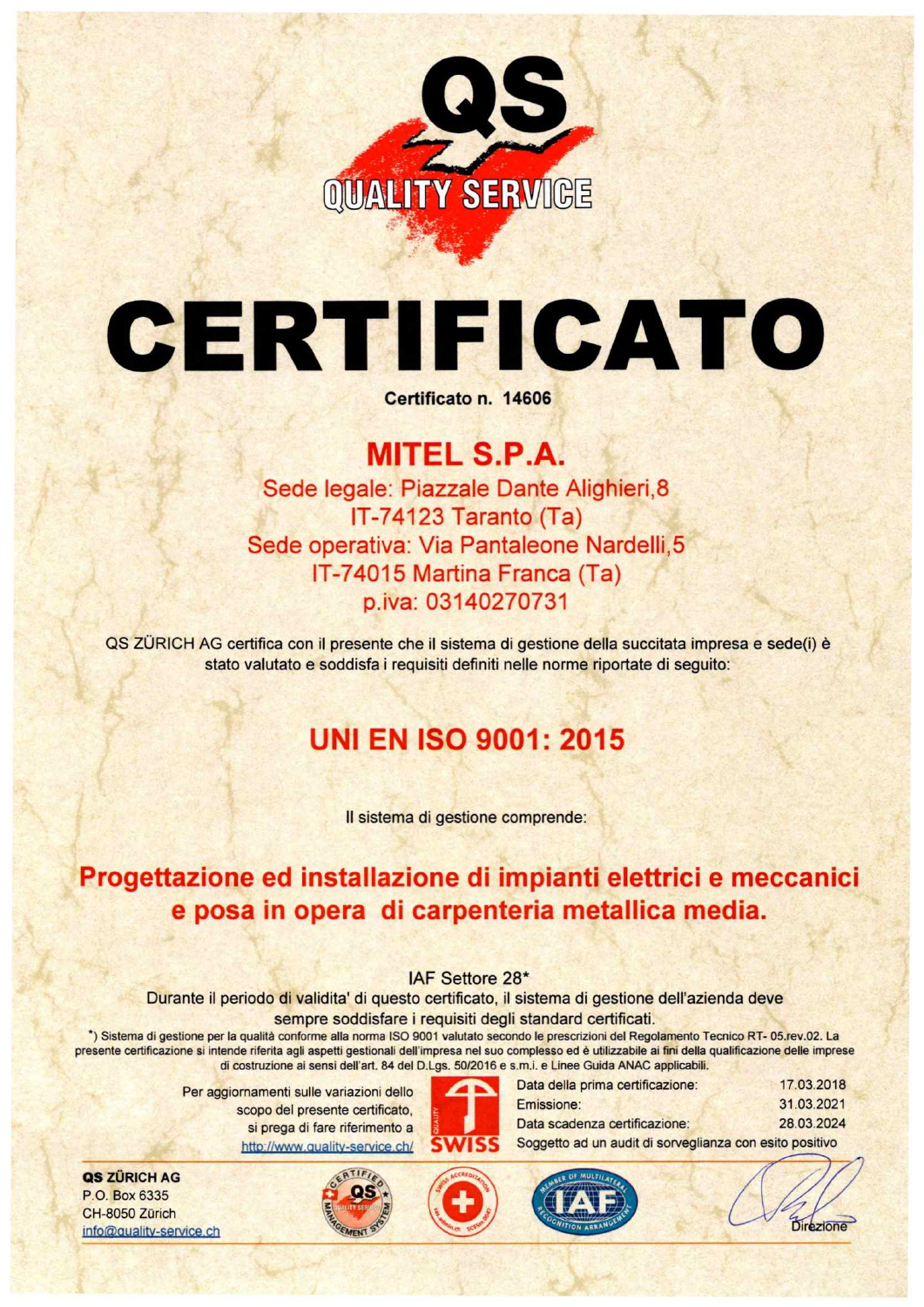QS

QUALITY SERVICE

# CERTIFICATO

**Certificato n. 14606**

## MITEL S.P.A.

Sede legale: Piazzale Dante Alighieri,8
IT-74123 Taranto (Ta)
Sede operativa: Via Pantaleone Nardelli,5
IT-74015 Martina Franca (Ta)
p.iva: 03140270731

QS ZÜRICH AG certifica con il presente che il sistema di gestione della succitata impresa e sede(i) è stato valutato e soddisfa i requisiti definiti nelle norme riportate di seguito:

## UNI EN ISO 9001: 2015

Il sistema di gestione comprende:

**Progettazione ed installazione di impianti elettrici e meccanici e posa in opera di carpenteria metallica media.**

IAF Settore 28*

Durante il periodo di validita' di questo certificato, il sistema di gestione dell'azienda deve sempre soddisfare i requisiti degli standard certificati.

*) Sistema di gestione per la qualità conforme alla norma ISO 9001 valutato secondo le prescrizioni del Regolamento Tecnico RT- 05.rev.02. La presente certificazione si intende riferita agli aspetti gestionali dell'impresa nel suo complesso ed è utilizzabile ai fini della qualificazione delle imprese di costruzione ai sensi dell'art. 84 del D.Lgs. 50/2016 e s.m.i. e Linee Guida ANAC applicabili.

Per aggiornamenti sulle variazioni dello scopo del presente certificato, si prega di fare riferimento a http://www.quality-service.ch/

| | |
|---|---|
| Data della prima certificazione: | 17.03.2018 |
| Emissione: | 31.03.2021 |
| Data scadenza certificazione: | 28.03.2024 |

Soggetto ad un audit di sorveglianza con esito positivo

**QS ZÜRICH AG**
P.O. Box 6335
CH-8050 Zürich
info@quality-service.ch

Direzione